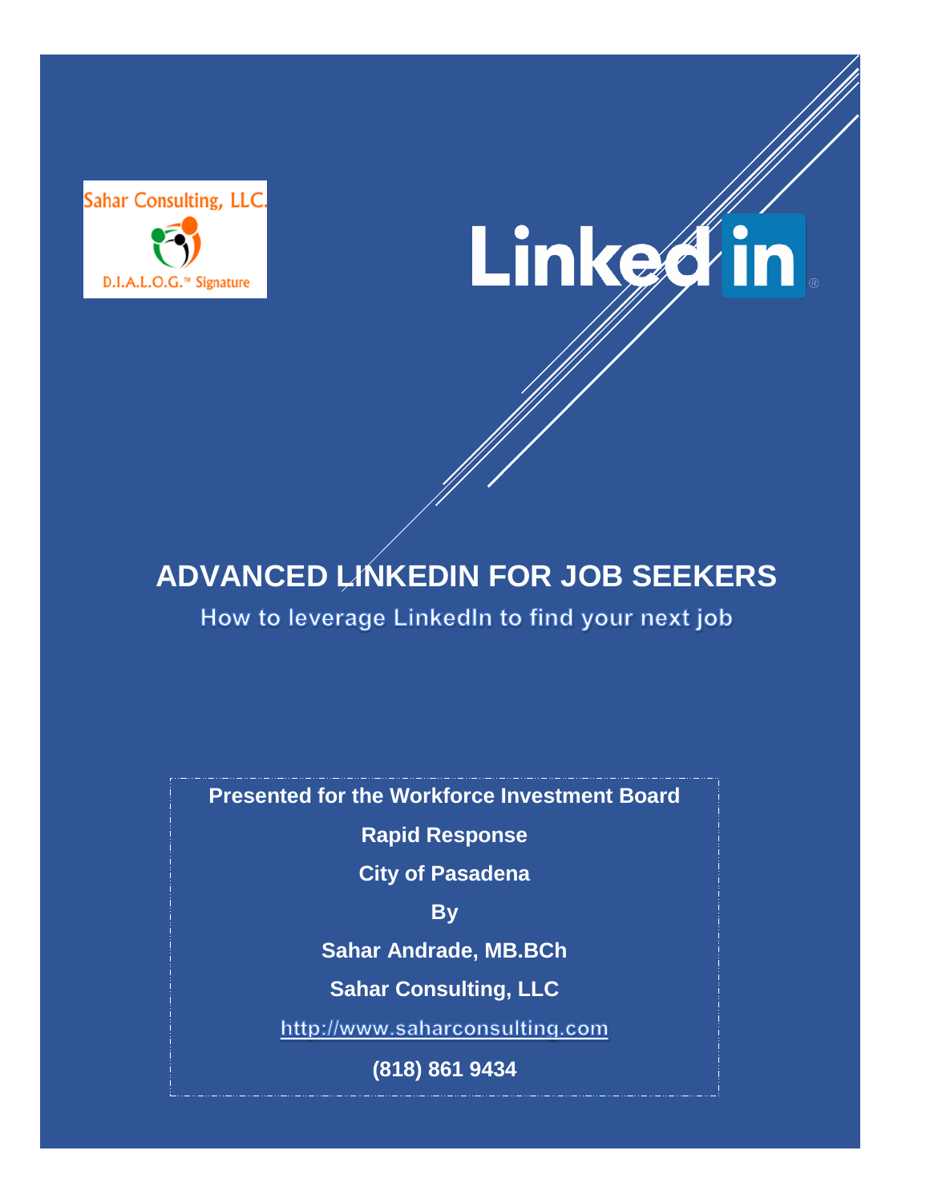Sahar Consulting, LLC.

D.I.A.L.O.G.™ Signature

LinkedIn®

# ADVANCED LINKEDIN FOR JOB SEEKERS

## How to leverage LinkedIn to find your next job

**Presented for the Workforce Investment Board**

**Rapid Response**

**City of Pasadena**

**By**

**Sahar Andrade, MB.BCh**

**Sahar Consulting, LLC**

http://www.saharconsulting.com

**(818) 861 9434**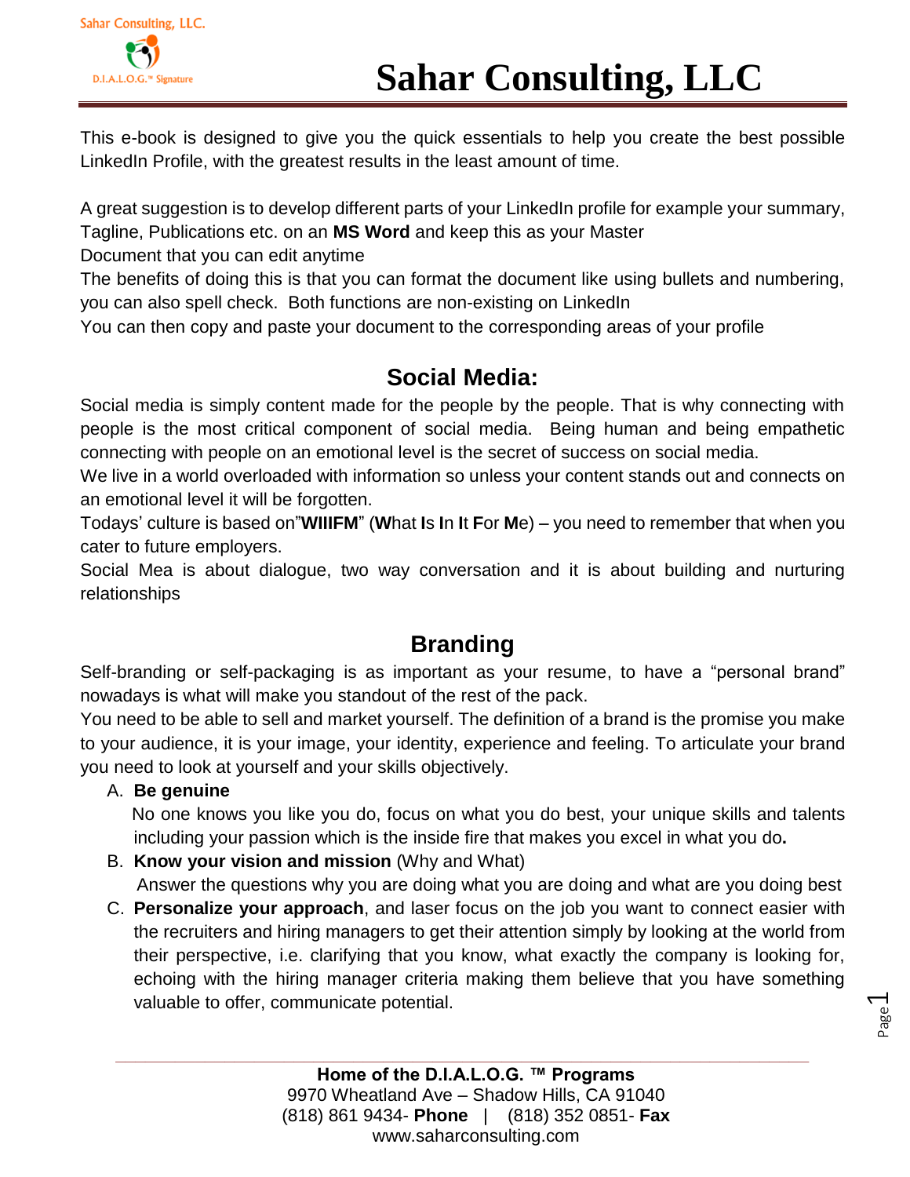This e-book is designed to give you the quick essentials to help you create the best possible LinkedIn Profile, with the greatest results in the least amount of time.

A great suggestion is to develop different parts of your LinkedIn profile for example your summary, Tagline, Publications etc. on an **MS Word** and keep this as your Master Document that you can edit anytime
The benefits of doing this is that you can format the document like using bullets and numbering, you can also spell check. Both functions are non-existing on LinkedIn
You can then copy and paste your document to the corresponding areas of your profile

## Social Media:

Social media is simply content made for the people by the people. That is why connecting with people is the most critical component of social media. Being human and being empathetic connecting with people on an emotional level is the secret of success on social media.
We live in a world overloaded with information so unless your content stands out and connects on an emotional level it will be forgotten.
Todays' culture is based on"**WIIFM**" (**W**hat **I**s **I**n **I**t **F**or **M**e) – you need to remember that when you cater to future employers.
Social Mea is about dialogue, two way conversation and it is about building and nurturing relationships

## Branding

Self-branding or self-packaging is as important as your resume, to have a "personal brand" nowadays is what will make you standout of the rest of the pack.
You need to be able to sell and market yourself. The definition of a brand is the promise you make to your audience, it is your image, your identity, experience and feeling. To articulate your brand you need to look at yourself and your skills objectively.

A. **Be genuine**
   No one knows you like you do, focus on what you do best, your unique skills and talents including your passion which is the inside fire that makes you excel in what you do**.**
B. **Know your vision and mission** (Why and What)
   Answer the questions why you are doing what you are doing and what are you doing best
C. **Personalize your approach**, and laser focus on the job you want to connect easier with the recruiters and hiring managers to get their attention simply by looking at the world from their perspective, i.e. clarifying that you know, what exactly the company is looking for, echoing with the hiring manager criteria making them believe that you have something valuable to offer, communicate potential.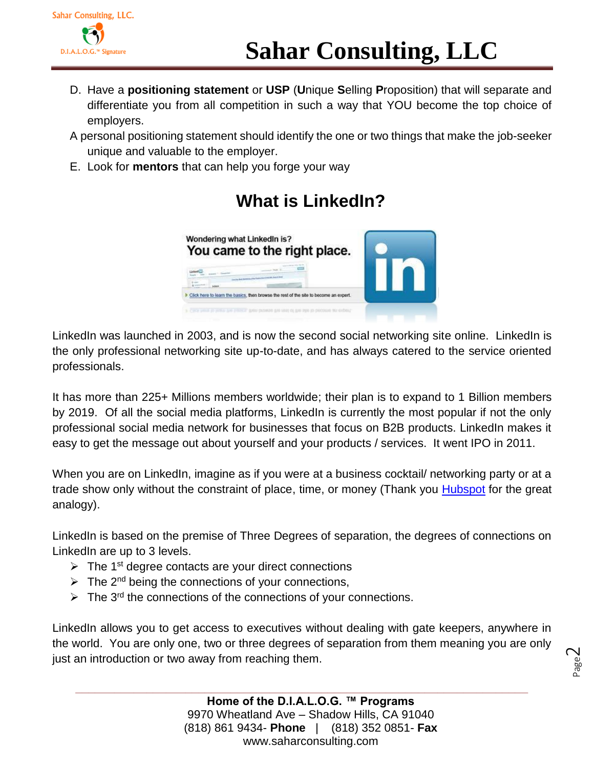D. Have a **positioning statement** or **USP** (**U**nique **S**elling **P**roposition) that will separate and differentiate you from all competition in such a way that YOU become the top choice of employers.

A personal positioning statement should identify the one or two things that make the job-seeker unique and valuable to the employer.

E. Look for **mentors** that can help you forge your way

## What is LinkedIn?

LinkedIn was launched in 2003, and is now the second social networking site online. LinkedIn is the only professional networking site up-to-date, and has always catered to the service oriented professionals.

It has more than 225+ Millions members worldwide; their plan is to expand to 1 Billion members by 2019. Of all the social media platforms, LinkedIn is currently the most popular if not the only professional social media network for businesses that focus on B2B products. LinkedIn makes it easy to get the message out about yourself and your products / services. It went IPO in 2011.

When you are on LinkedIn, imagine as if you were at a business cocktail/ networking party or at a trade show only without the constraint of place, time, or money (Thank you Hubspot for the great analogy).

LinkedIn is based on the premise of Three Degrees of separation, the degrees of connections on LinkedIn are up to 3 levels.

- The 1st degree contacts are your direct connections
- The 2nd being the connections of your connections,
- The 3rd the connections of the connections of your connections.

LinkedIn allows you to get access to executives without dealing with gate keepers, anywhere in the world. You are only one, two or three degrees of separation from them meaning you are only just an introduction or two away from reaching them.

**Home of the D.I.A.L.O.G. ™ Programs**
9970 Wheatland Ave – Shadow Hills, CA 91040
(818) 861 9434- **Phone** | (818) 352 0851- **Fax**
www.saharconsulting.com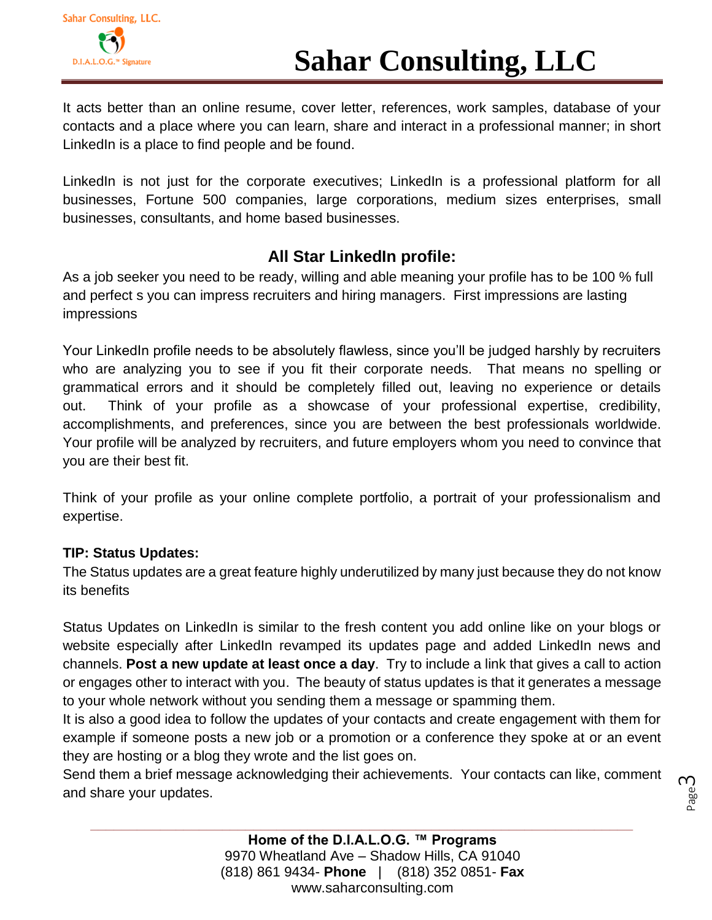It acts better than an online resume, cover letter, references, work samples, database of your contacts and a place where you can learn, share and interact in a professional manner; in short LinkedIn is a place to find people and be found.

LinkedIn is not just for the corporate executives; LinkedIn is a professional platform for all businesses, Fortune 500 companies, large corporations, medium sizes enterprises, small businesses, consultants, and home based businesses.

## All Star LinkedIn profile:

As a job seeker you need to be ready, willing and able meaning your profile has to be 100 % full and perfect s you can impress recruiters and hiring managers. First impressions are lasting impressions

Your LinkedIn profile needs to be absolutely flawless, since you'll be judged harshly by recruiters who are analyzing you to see if you fit their corporate needs. That means no spelling or grammatical errors and it should be completely filled out, leaving no experience or details out. Think of your profile as a showcase of your professional expertise, credibility, accomplishments, and preferences, since you are between the best professionals worldwide. Your profile will be analyzed by recruiters, and future employers whom you need to convince that you are their best fit.

Think of your profile as your online complete portfolio, a portrait of your professionalism and expertise.

**TIP: Status Updates:**

The Status updates are a great feature highly underutilized by many just because they do not know its benefits

Status Updates on LinkedIn is similar to the fresh content you add online like on your blogs or website especially after LinkedIn revamped its updates page and added LinkedIn news and channels. **Post a new update at least once a day**. Try to include a link that gives a call to action or engages other to interact with you. The beauty of status updates is that it generates a message to your whole network without you sending them a message or spamming them.

It is also a good idea to follow the updates of your contacts and create engagement with them for example if someone posts a new job or a promotion or a conference they spoke at or an event they are hosting or a blog they wrote and the list goes on.

Send them a brief message acknowledging their achievements. Your contacts can like, comment and share your updates.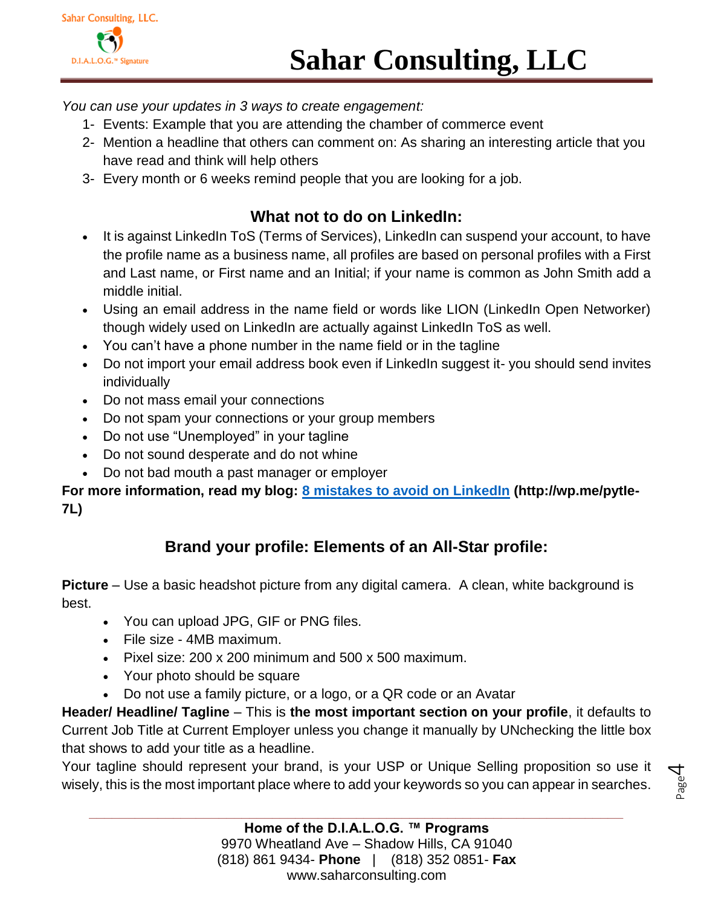*You can use your updates in 3 ways to create engagement:*

1- Events: Example that you are attending the chamber of commerce event
2- Mention a headline that others can comment on: As sharing an interesting article that you have read and think will help others
3- Every month or 6 weeks remind people that you are looking for a job.

## What not to do on LinkedIn:

- It is against LinkedIn ToS (Terms of Services), LinkedIn can suspend your account, to have the profile name as a business name, all profiles are based on personal profiles with a First and Last name, or First name and an Initial; if your name is common as John Smith add a middle initial.
- Using an email address in the name field or words like LION (LinkedIn Open Networker) though widely used on LinkedIn are actually against LinkedIn ToS as well.
- You can't have a phone number in the name field or in the tagline
- Do not import your email address book even if LinkedIn suggest it- you should send invites individually
- Do not mass email your connections
- Do not spam your connections or your group members
- Do not use "Unemployed" in your tagline
- Do not sound desperate and do not whine
- Do not bad mouth a past manager or employer

**For more information, read my blog: [8 mistakes to avoid on LinkedIn](http://wp.me/pytle-7L) (http://wp.me/pytle-7L)**

## Brand your profile: Elements of an All-Star profile:

**Picture** – Use a basic headshot picture from any digital camera. A clean, white background is best.

- You can upload JPG, GIF or PNG files.
- File size - 4MB maximum.
- Pixel size: 200 x 200 minimum and 500 x 500 maximum.
- Your photo should be square
- Do not use a family picture, or a logo, or a QR code or an Avatar

**Header/ Headline/ Tagline** – This is **the most important section on your profile**, it defaults to Current Job Title at Current Employer unless you change it manually by UNchecking the little box that shows to add your title as a headline.

Your tagline should represent your brand, is your USP or Unique Selling proposition so use it wisely, this is the most important place where to add your keywords so you can appear in searches.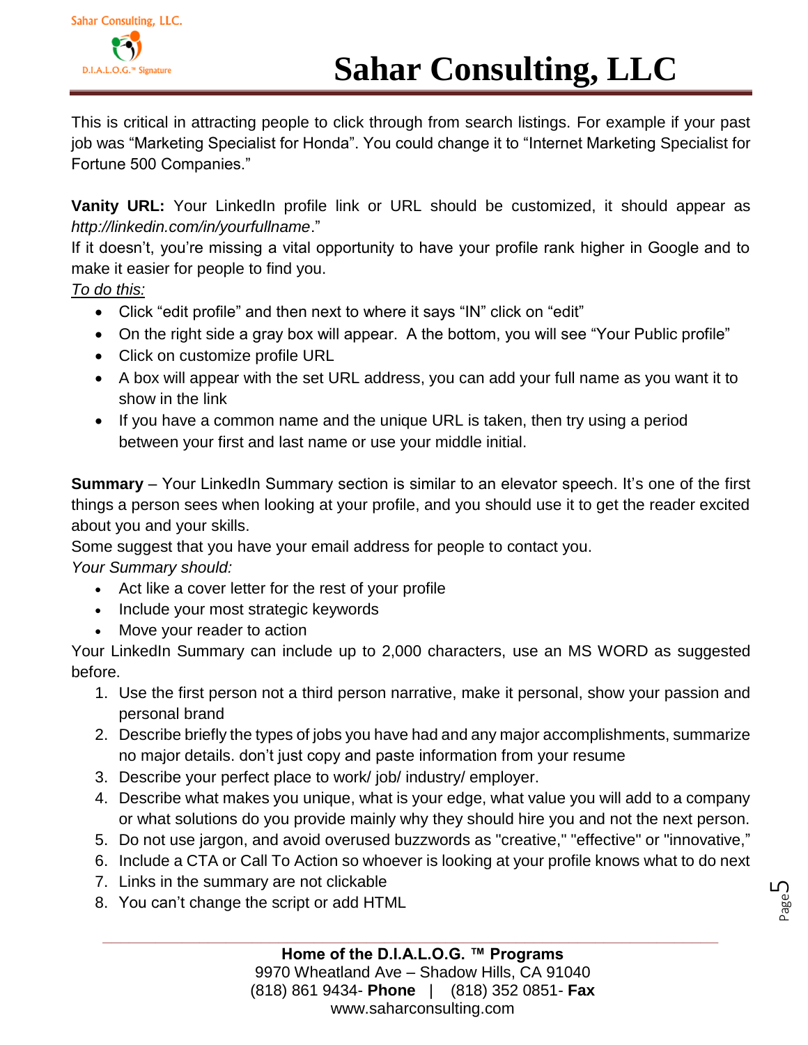This is critical in attracting people to click through from search listings. For example if your past job was "Marketing Specialist for Honda". You could change it to "Internet Marketing Specialist for Fortune 500 Companies."

**Vanity URL:** Your LinkedIn profile link or URL should be customized, it should appear as *http://linkedin.com/in/yourfullname*."
If it doesn't, you're missing a vital opportunity to have your profile rank higher in Google and to make it easier for people to find you.
*To do this:*

- Click "edit profile" and then next to where it says "IN" click on "edit"
- On the right side a gray box will appear. A the bottom, you will see "Your Public profile"
- Click on customize profile URL
- A box will appear with the set URL address, you can add your full name as you want it to show in the link
- If you have a common name and the unique URL is taken, then try using a period between your first and last name or use your middle initial.

**Summary** – Your LinkedIn Summary section is similar to an elevator speech. It's one of the first things a person sees when looking at your profile, and you should use it to get the reader excited about you and your skills.
Some suggest that you have your email address for people to contact you.
*Your Summary should:*

- Act like a cover letter for the rest of your profile
- Include your most strategic keywords
- Move your reader to action

Your LinkedIn Summary can include up to 2,000 characters, use an MS WORD as suggested before.

1. Use the first person not a third person narrative, make it personal, show your passion and personal brand
2. Describe briefly the types of jobs you have had and any major accomplishments, summarize no major details. don't just copy and paste information from your resume
3. Describe your perfect place to work/ job/ industry/ employer.
4. Describe what makes you unique, what is your edge, what value you will add to a company or what solutions do you provide mainly why they should hire you and not the next person.
5. Do not use jargon, and avoid overused buzzwords as "creative," "effective" or "innovative,"
6. Include a CTA or Call To Action so whoever is looking at your profile knows what to do next
7. Links in the summary are not clickable
8. You can't change the script or add HTML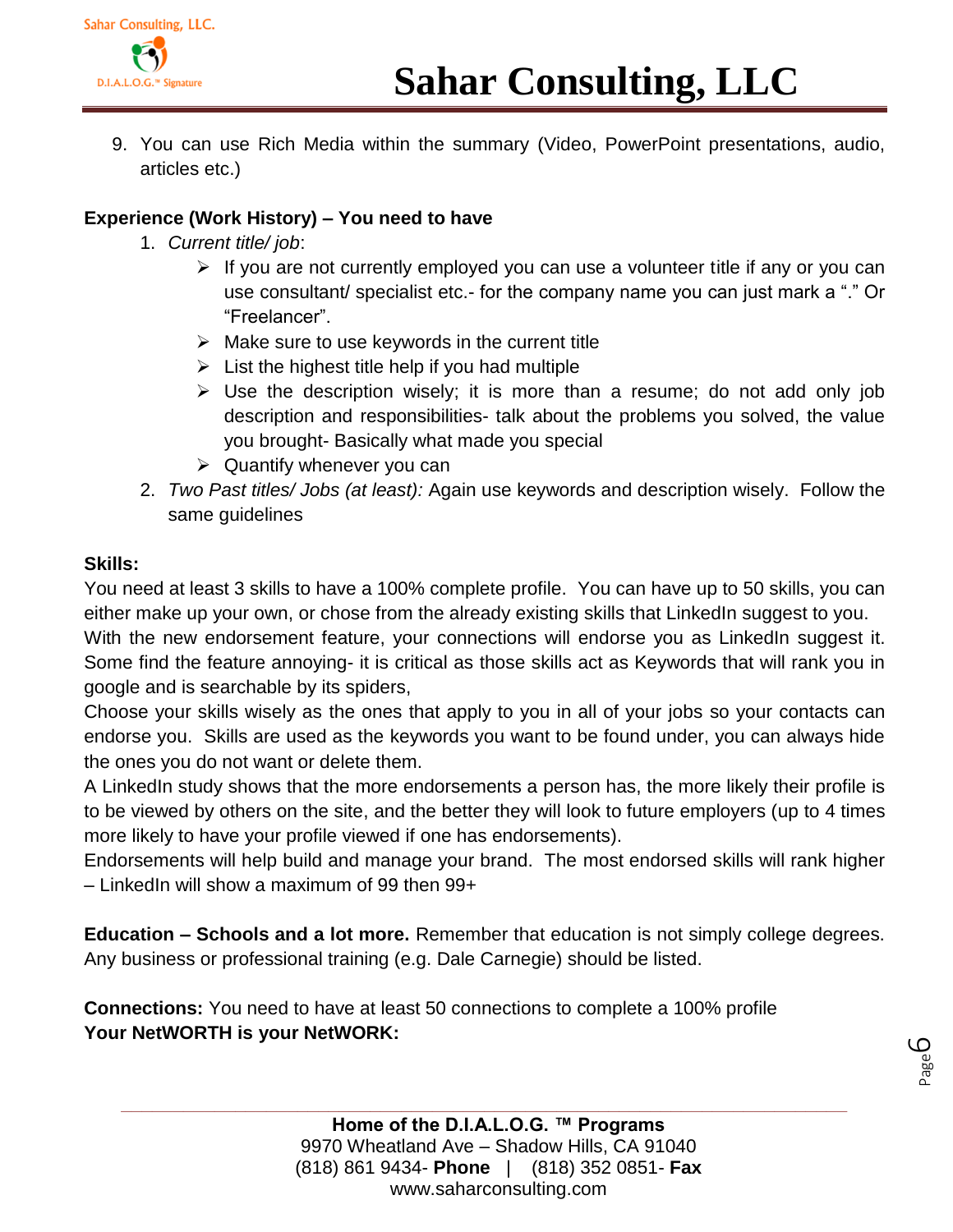9. You can use Rich Media within the summary (Video, PowerPoint presentations, audio, articles etc.)

**Experience (Work History) – You need to have**

1. *Current title/ job*:
   - If you are not currently employed you can use a volunteer title if any or you can use consultant/ specialist etc.- for the company name you can just mark a "." Or "Freelancer".
   - Make sure to use keywords in the current title
   - List the highest title help if you had multiple
   - Use the description wisely; it is more than a resume; do not add only job description and responsibilities- talk about the problems you solved, the value you brought- Basically what made you special
   - Quantify whenever you can
2. *Two Past titles/ Jobs (at least):* Again use keywords and description wisely. Follow the same guidelines

**Skills:**

You need at least 3 skills to have a 100% complete profile. You can have up to 50 skills, you can either make up your own, or chose from the already existing skills that LinkedIn suggest to you.
With the new endorsement feature, your connections will endorse you as LinkedIn suggest it. Some find the feature annoying- it is critical as those skills act as Keywords that will rank you in google and is searchable by its spiders,
Choose your skills wisely as the ones that apply to you in all of your jobs so your contacts can endorse you. Skills are used as the keywords you want to be found under, you can always hide the ones you do not want or delete them.
A LinkedIn study shows that the more endorsements a person has, the more likely their profile is to be viewed by others on the site, and the better they will look to future employers (up to 4 times more likely to have your profile viewed if one has endorsements).
Endorsements will help build and manage your brand. The most endorsed skills will rank higher – LinkedIn will show a maximum of 99 then 99+

**Education – Schools and a lot more.** Remember that education is not simply college degrees. Any business or professional training (e.g. Dale Carnegie) should be listed.

**Connections:** You need to have at least 50 connections to complete a 100% profile
**Your NetWORTH is your NetWORK:**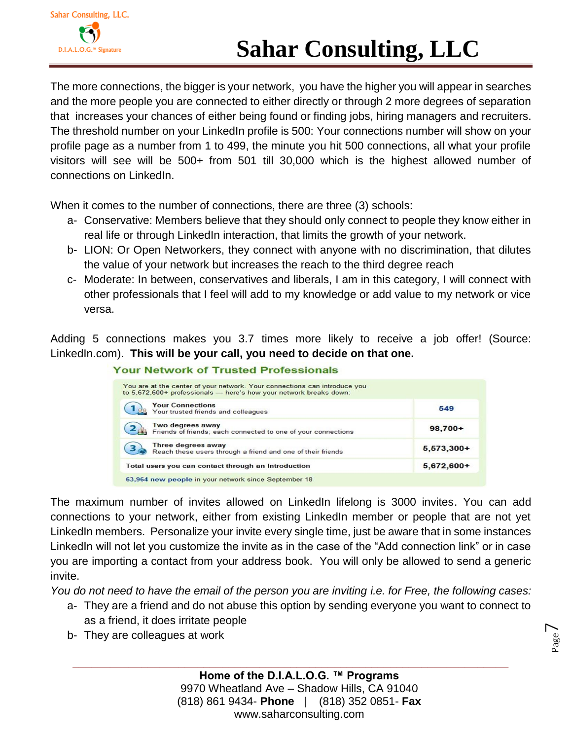The more connections, the bigger is your network, you have the higher you will appear in searches and the more people you are connected to either directly or through 2 more degrees of separation that increases your chances of either being found or finding jobs, hiring managers and recruiters. The threshold number on your LinkedIn profile is 500: Your connections number will show on your profile page as a number from 1 to 499, the minute you hit 500 connections, all what your profile visitors will see will be 500+ from 501 till 30,000 which is the highest allowed number of connections on LinkedIn.

When it comes to the number of connections, there are three (3) schools:

a- Conservative: Members believe that they should only connect to people they know either in real life or through LinkedIn interaction, that limits the growth of your network.
b- LION: Or Open Networkers, they connect with anyone with no discrimination, that dilutes the value of your network but increases the reach to the third degree reach
c- Moderate: In between, conservatives and liberals, I am in this category, I will connect with other professionals that I feel will add to my knowledge or add value to my network or vice versa.

Adding 5 connections makes you 3.7 times more likely to receive a job offer! (Source: LinkedIn.com). **This will be your call, you need to decide on that one.**

**Your Network of Trusted Professionals**

You are at the center of your network. Your connections can introduce you to 5,672,600+ professionals — here's how your network breaks down:

| | |
|---|---|
| 1 **Your Connections** Your trusted friends and colleagues | 549 |
| 2 **Two degrees away** Friends of friends; each connected to one of your connections | 98,700+ |
| 3 **Three degrees away** Reach these users through a friend and one of their friends | 5,573,300+ |
| **Total users you can contact through an Introduction** | 5,672,600+ |

63,964 new people in your network since September 18

The maximum number of invites allowed on LinkedIn lifelong is 3000 invites. You can add connections to your network, either from existing LinkedIn member or people that are not yet LinkedIn members. Personalize your invite every single time, just be aware that in some instances LinkedIn will not let you customize the invite as in the case of the "Add connection link" or in case you are importing a contact from your address book. You will only be allowed to send a generic invite.

*You do not need to have the email of the person you are inviting i.e. for Free, the following cases:*

a- They are a friend and do not abuse this option by sending everyone you want to connect to as a friend, it does irritate people
b- They are colleagues at work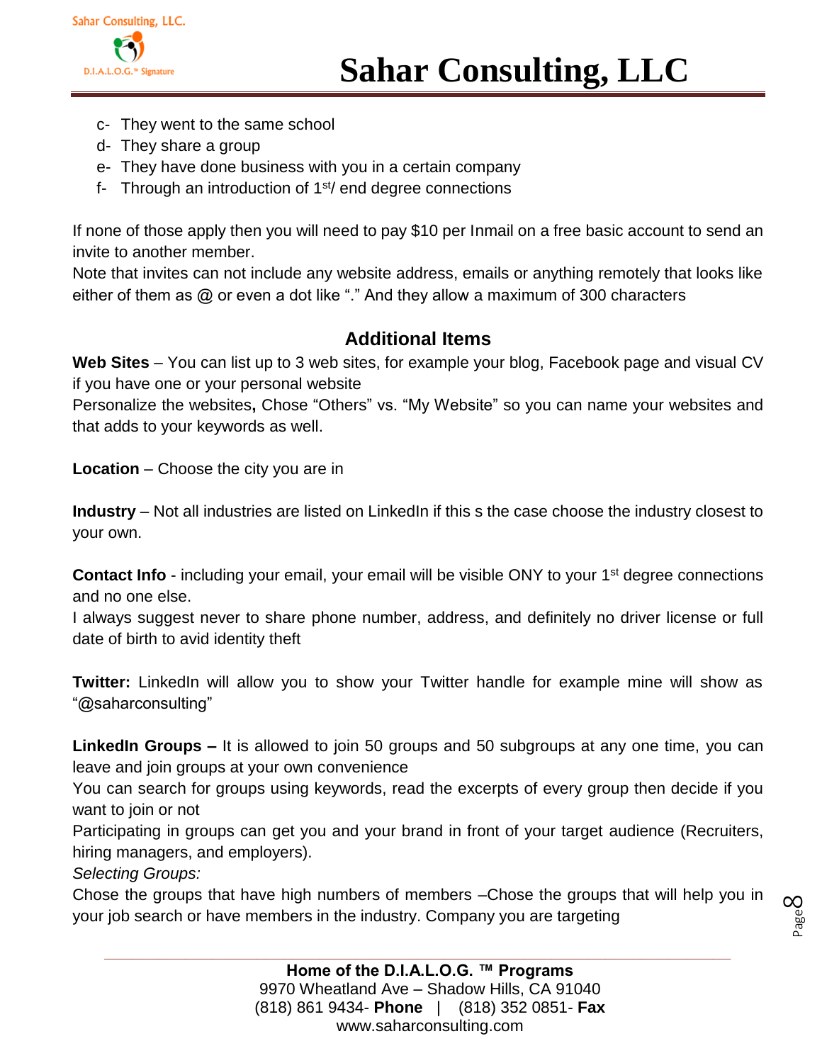c- They went to the same school
d- They share a group
e- They have done business with you in a certain company
f- Through an introduction of 1st/ end degree connections

If none of those apply then you will need to pay $10 per Inmail on a free basic account to send an invite to another member.
Note that invites can not include any website address, emails or anything remotely that looks like either of them as @ or even a dot like "." And they allow a maximum of 300 characters

## Additional Items

**Web Sites** – You can list up to 3 web sites, for example your blog, Facebook page and visual CV if you have one or your personal website
Personalize the websites**,** Chose "Others" vs. "My Website" so you can name your websites and that adds to your keywords as well.

**Location** – Choose the city you are in

**Industry** – Not all industries are listed on LinkedIn if this s the case choose the industry closest to your own.

**Contact Info** - including your email, your email will be visible ONY to your 1st degree connections and no one else.
I always suggest never to share phone number, address, and definitely no driver license or full date of birth to avid identity theft

**Twitter:** LinkedIn will allow you to show your Twitter handle for example mine will show as "@saharconsulting"

**LinkedIn Groups –** It is allowed to join 50 groups and 50 subgroups at any one time, you can leave and join groups at your own convenience
You can search for groups using keywords, read the excerpts of every group then decide if you want to join or not
Participating in groups can get you and your brand in front of your target audience (Recruiters, hiring managers, and employers).
*Selecting Groups:*
Chose the groups that have high numbers of members –Chose the groups that will help you in your job search or have members in the industry. Company you are targeting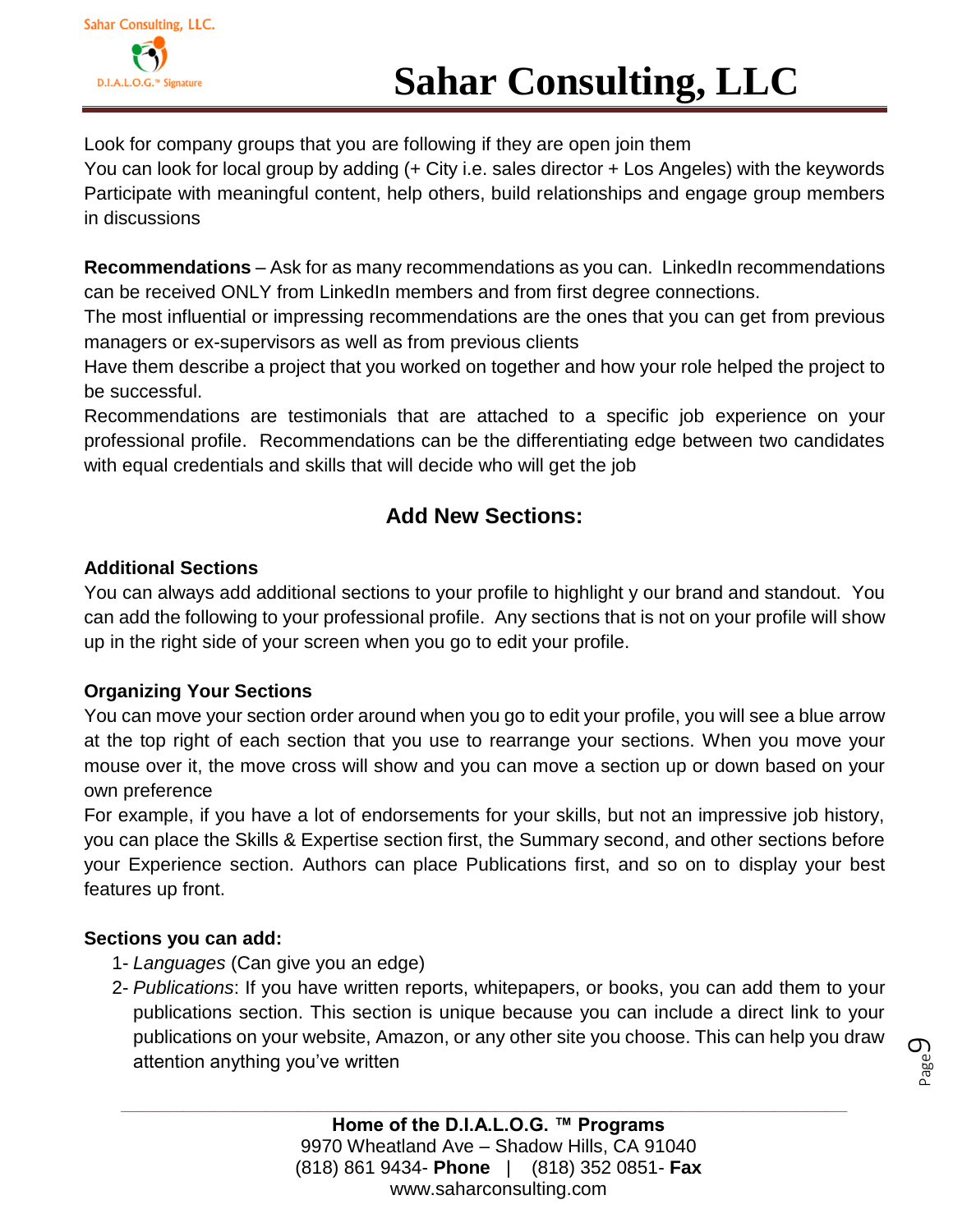Look for company groups that you are following if they are open join them
You can look for local group by adding (+ City i.e. sales director + Los Angeles) with the keywords
Participate with meaningful content, help others, build relationships and engage group members in discussions

**Recommendations** – Ask for as many recommendations as you can. LinkedIn recommendations can be received ONLY from LinkedIn members and from first degree connections.
The most influential or impressing recommendations are the ones that you can get from previous managers or ex-supervisors as well as from previous clients
Have them describe a project that you worked on together and how your role helped the project to be successful.
Recommendations are testimonials that are attached to a specific job experience on your professional profile. Recommendations can be the differentiating edge between two candidates with equal credentials and skills that will decide who will get the job

## Add New Sections:

### Additional Sections

You can always add additional sections to your profile to highlight y our brand and standout. You can add the following to your professional profile. Any sections that is not on your profile will show up in the right side of your screen when you go to edit your profile.

### Organizing Your Sections

You can move your section order around when you go to edit your profile, you will see a blue arrow at the top right of each section that you use to rearrange your sections. When you move your mouse over it, the move cross will show and you can move a section up or down based on your own preference
For example, if you have a lot of endorsements for your skills, but not an impressive job history, you can place the Skills & Expertise section first, the Summary second, and other sections before your Experience section. Authors can place Publications first, and so on to display your best features up front.

### Sections you can add:

1- *Languages* (Can give you an edge)
2- *Publications*: If you have written reports, whitepapers, or books, you can add them to your publications section. This section is unique because you can include a direct link to your publications on your website, Amazon, or any other site you choose. This can help you draw attention anything you've written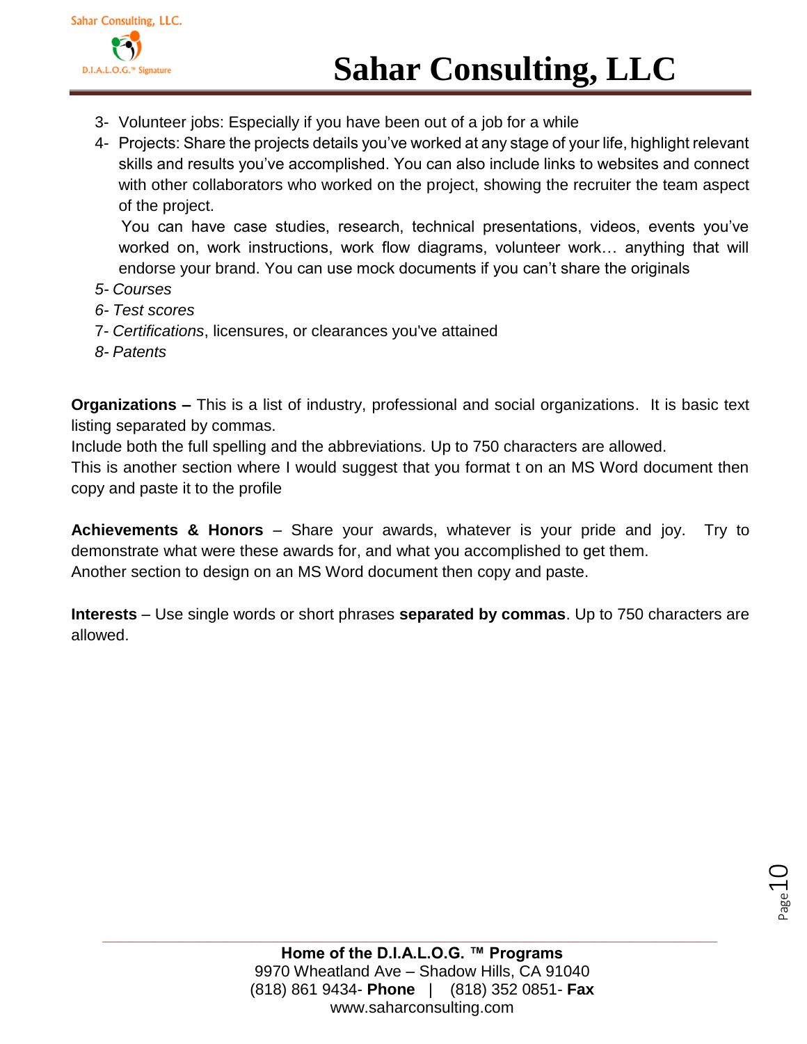3- Volunteer jobs: Especially if you have been out of a job for a while
4- Projects: Share the projects details you've worked at any stage of your life, highlight relevant skills and results you've accomplished. You can also include links to websites and connect with other collaborators who worked on the project, showing the recruiter the team aspect of the project.

   You can have case studies, research, technical presentations, videos, events you've worked on, work instructions, work flow diagrams, volunteer work… anything that will endorse your brand. You can use mock documents if you can't share the originals
5- *Courses*
6- *Test scores*
7- *Certifications*, licensures, or clearances you've attained
8- *Patents*

**Organizations –** This is a list of industry, professional and social organizations. It is basic text listing separated by commas.
Include both the full spelling and the abbreviations. Up to 750 characters are allowed.
This is another section where I would suggest that you format t on an MS Word document then copy and paste it to the profile

**Achievements & Honors** – Share your awards, whatever is your pride and joy. Try to demonstrate what were these awards for, and what you accomplished to get them.
Another section to design on an MS Word document then copy and paste.

**Interests** – Use single words or short phrases **separated by commas**. Up to 750 characters are allowed.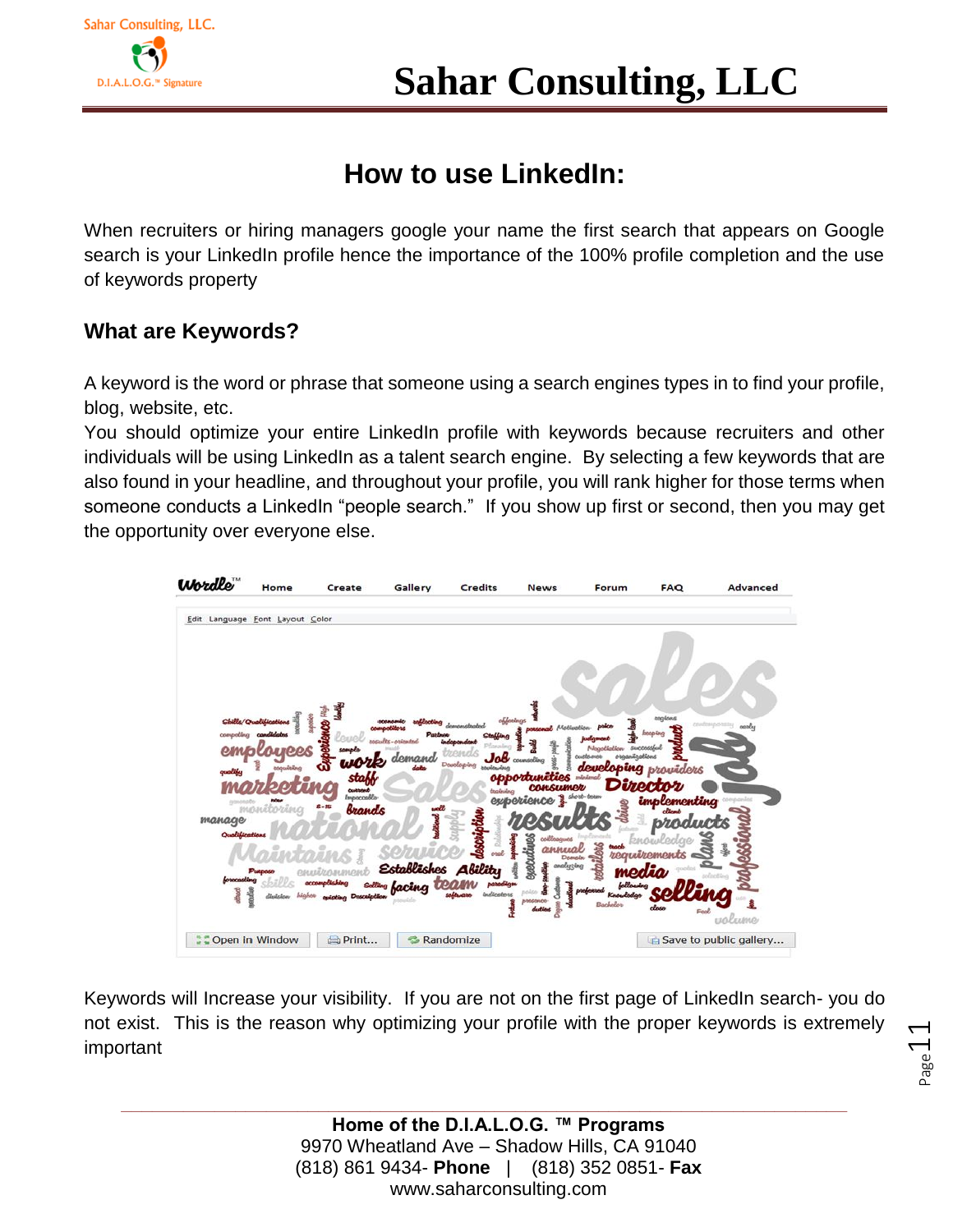# How to use LinkedIn:

When recruiters or hiring managers google your name the first search that appears on Google search is your LinkedIn profile hence the importance of the 100% profile completion and the use of keywords property

## What are Keywords?

A keyword is the word or phrase that someone using a search engines types in to find your profile, blog, website, etc.

You should optimize your entire LinkedIn profile with keywords because recruiters and other individuals will be using LinkedIn as a talent search engine. By selecting a few keywords that are also found in your headline, and throughout your profile, you will rank higher for those terms when someone conducts a LinkedIn "people search." If you show up first or second, then you may get the opportunity over everyone else.

Keywords will Increase your visibility. If you are not on the first page of LinkedIn search- you do not exist. This is the reason why optimizing your profile with the proper keywords is extremely important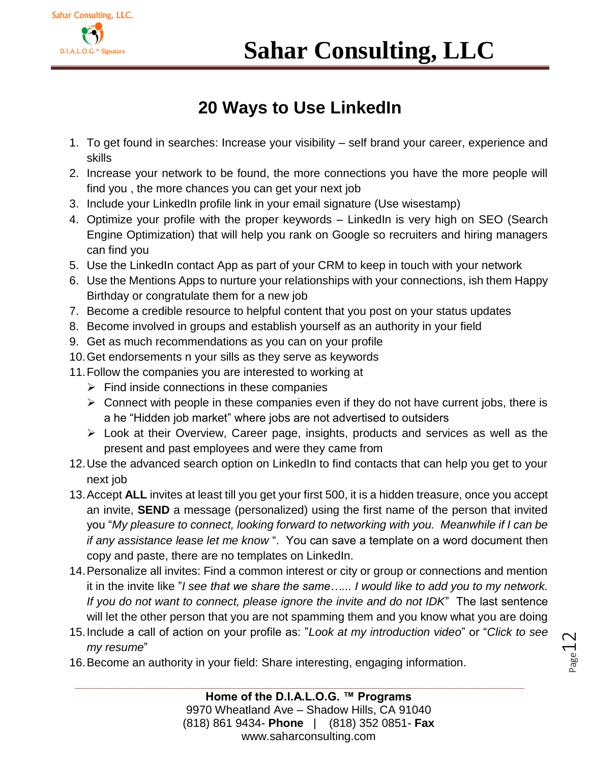## 20 Ways to Use LinkedIn

1. To get found in searches: Increase your visibility – self brand your career, experience and skills
2. Increase your network to be found, the more connections you have the more people will find you , the more chances you can get your next job
3. Include your LinkedIn profile link in your email signature (Use wisestamp)
4. Optimize your profile with the proper keywords – LinkedIn is very high on SEO (Search Engine Optimization) that will help you rank on Google so recruiters and hiring managers can find you
5. Use the LinkedIn contact App as part of your CRM to keep in touch with your network
6. Use the Mentions Apps to nurture your relationships with your connections, ish them Happy Birthday or congratulate them for a new job
7. Become a credible resource to helpful content that you post on your status updates
8. Become involved in groups and establish yourself as an authority in your field
9. Get as much recommendations as you can on your profile
10. Get endorsements n your sills as they serve as keywords
11. Follow the companies you are interested to working at
    - Find inside connections in these companies
    - Connect with people in these companies even if they do not have current jobs, there is a he "Hidden job market" where jobs are not advertised to outsiders
    - Look at their Overview, Career page, insights, products and services as well as the present and past employees and were they came from
12. Use the advanced search option on LinkedIn to find contacts that can help you get to your next job
13. Accept **ALL** invites at least till you get your first 500, it is a hidden treasure, once you accept an invite, **SEND** a message (personalized) using the first name of the person that invited you "*My pleasure to connect, looking forward to networking with you. Meanwhile if I can be if any assistance lease let me know* ". You can save a template on a word document then copy and paste, there are no templates on LinkedIn.
14. Personalize all invites: Find a common interest or city or group or connections and mention it in the invite like "*I see that we share the same…... I would like to add you to my network. If you do not want to connect, please ignore the invite and do not IDK*" The last sentence will let the other person that you are not spamming them and you know what you are doing
15. Include a call of action on your profile as: "*Look at my introduction video*" or "*Click to see my resume*"
16. Become an authority in your field: Share interesting, engaging information.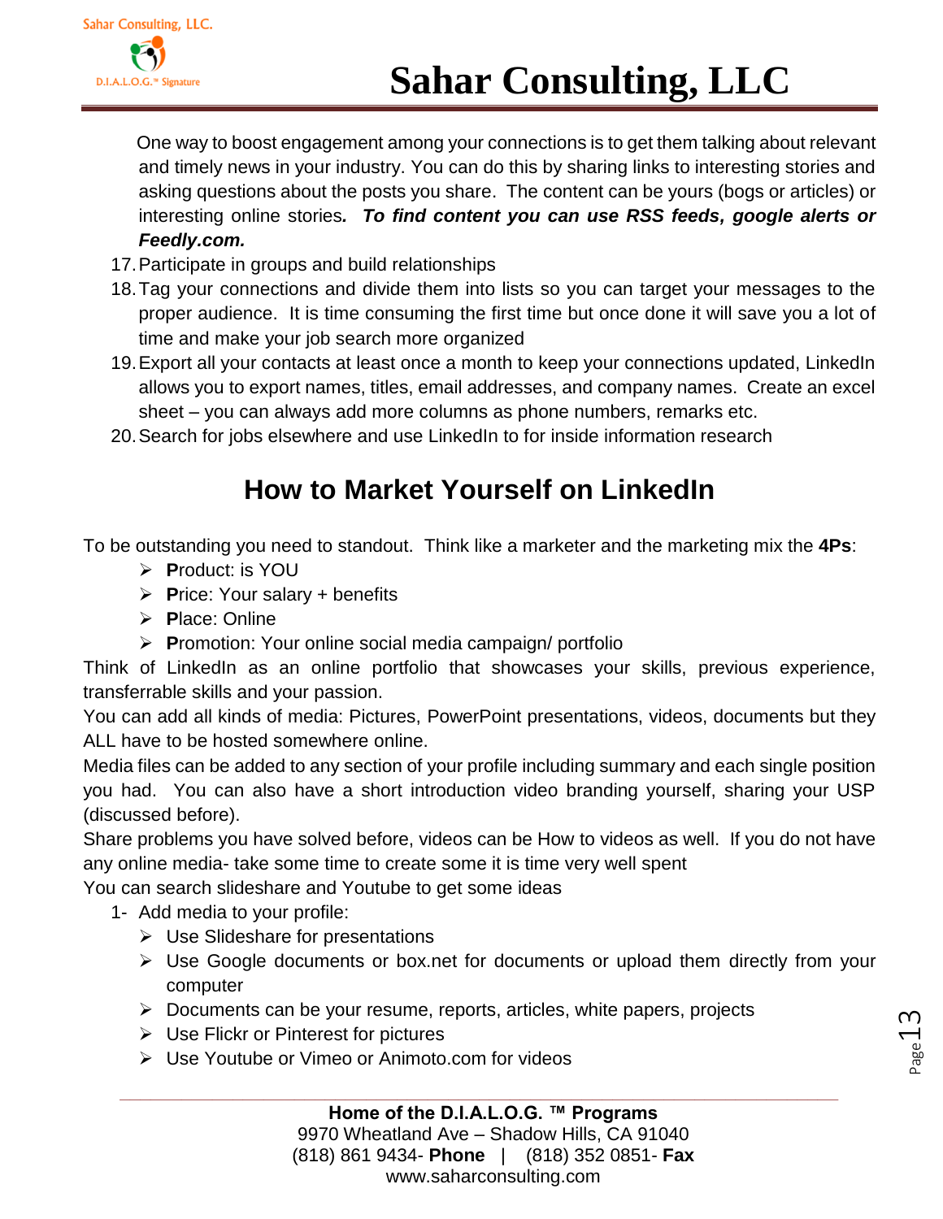One way to boost engagement among your connections is to get them talking about relevant and timely news in your industry. You can do this by sharing links to interesting stories and asking questions about the posts you share. The content can be yours (bogs or articles) or interesting online stories***. To find content you can use RSS feeds, google alerts or Feedly.com.***

17. Participate in groups and build relationships
18. Tag your connections and divide them into lists so you can target your messages to the proper audience. It is time consuming the first time but once done it will save you a lot of time and make your job search more organized
19. Export all your contacts at least once a month to keep your connections updated, LinkedIn allows you to export names, titles, email addresses, and company names. Create an excel sheet – you can always add more columns as phone numbers, remarks etc.
20. Search for jobs elsewhere and use LinkedIn to for inside information research

## How to Market Yourself on LinkedIn

To be outstanding you need to standout. Think like a marketer and the marketing mix the **4Ps**:

- **P**roduct: is YOU
- **P**rice: Your salary + benefits
- **P**lace: Online
- **P**romotion: Your online social media campaign/ portfolio

Think of LinkedIn as an online portfolio that showcases your skills, previous experience, transferrable skills and your passion.

You can add all kinds of media: Pictures, PowerPoint presentations, videos, documents but they ALL have to be hosted somewhere online.

Media files can be added to any section of your profile including summary and each single position you had. You can also have a short introduction video branding yourself, sharing your USP (discussed before).

Share problems you have solved before, videos can be How to videos as well. If you do not have any online media- take some time to create some it is time very well spent

You can search slideshare and Youtube to get some ideas

1- Add media to your profile:
   - Use Slideshare for presentations
   - Use Google documents or box.net for documents or upload them directly from your computer
   - Documents can be your resume, reports, articles, white papers, projects
   - Use Flickr or Pinterest for pictures
   - Use Youtube or Vimeo or Animoto.com for videos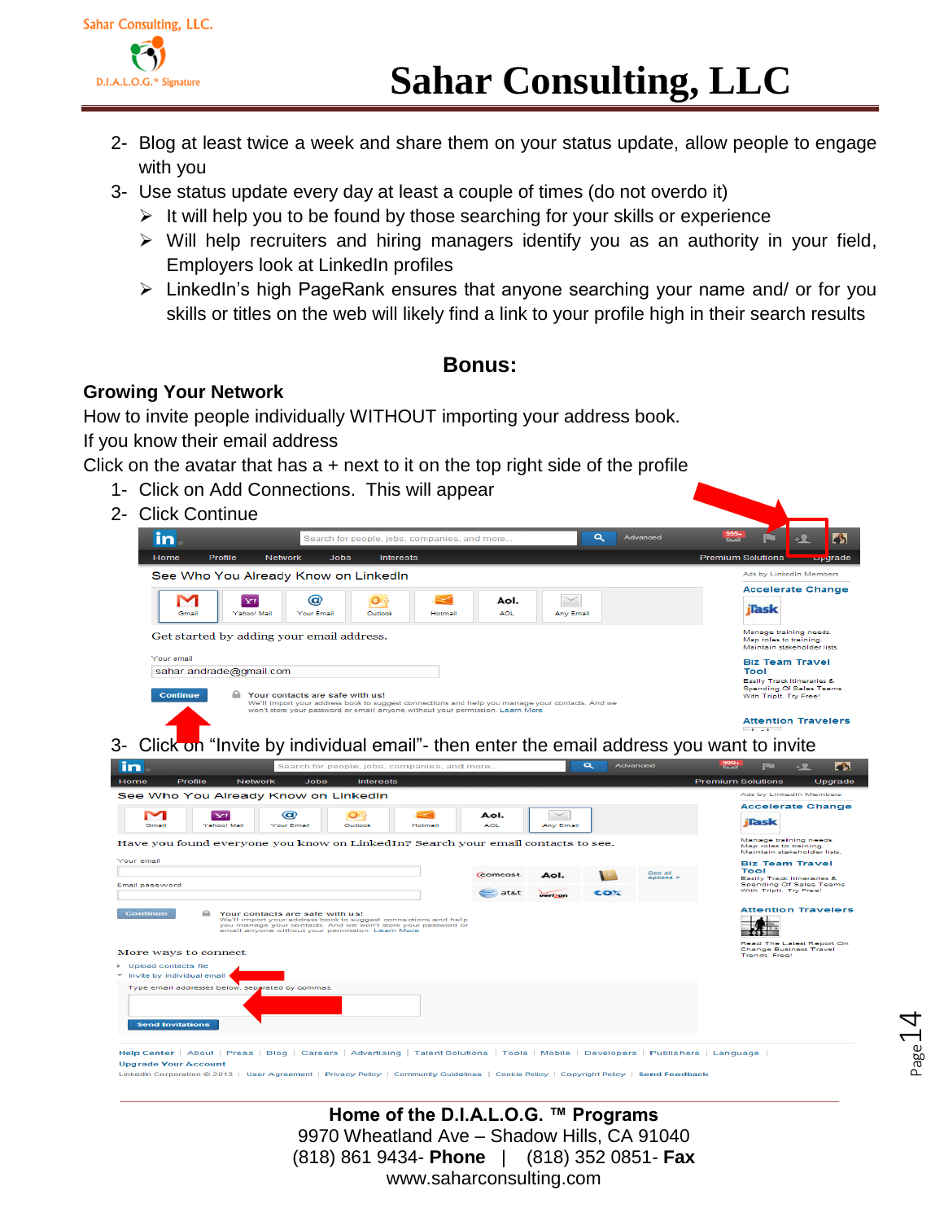2- Blog at least twice a week and share them on your status update, allow people to engage with you
3- Use status update every day at least a couple of times (do not overdo it)
   - It will help you to be found by those searching for your skills or experience
   - Will help recruiters and hiring managers identify you as an authority in your field, Employers look at LinkedIn profiles
   - LinkedIn's high PageRank ensures that anyone searching your name and/ or for you skills or titles on the web will likely find a link to your profile high in their search results

## Bonus:

### Growing Your Network

How to invite people individually WITHOUT importing your address book.
If you know their email address
Click on the avatar that has a + next to it on the top right side of the profile

1- Click on Add Connections. This will appear
2- Click Continue

3- Click on "Invite by individual email"- then enter the email address you want to invite

**Home of the D.I.A.L.O.G. ™ Programs**
9970 Wheatland Ave – Shadow Hills, CA 91040
(818) 861 9434- **Phone** | (818) 352 0851- **Fax**
www.saharconsulting.com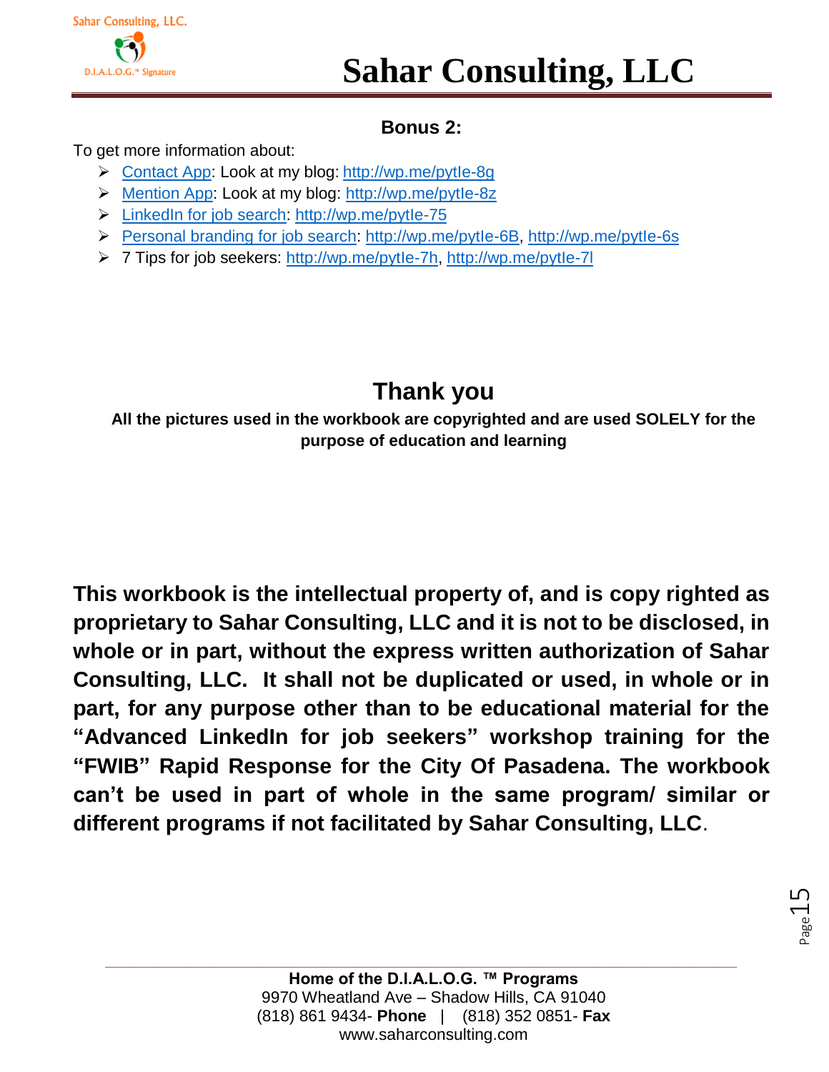### Bonus 2:

To get more information about:

- Contact App: Look at my blog: http://wp.me/pytIe-8g
- Mention App: Look at my blog: http://wp.me/pytIe-8z
- LinkedIn for job search: http://wp.me/pytIe-75
- Personal branding for job search: http://wp.me/pytIe-6B, http://wp.me/pytIe-6s
- 7 Tips for job seekers: http://wp.me/pytIe-7h, http://wp.me/pytIe-7l

## Thank you

**All the pictures used in the workbook are copyrighted and are used SOLELY for the purpose of education and learning**

**This workbook is the intellectual property of, and is copy righted as proprietary to Sahar Consulting, LLC and it is not to be disclosed, in whole or in part, without the express written authorization of Sahar Consulting, LLC. It shall not be duplicated or used, in whole or in part, for any purpose other than to be educational material for the "Advanced LinkedIn for job seekers" workshop training for the "FWIB" Rapid Response for the City Of Pasadena. The workbook can't be used in part of whole in the same program/ similar or different programs if not facilitated by Sahar Consulting, LLC**.